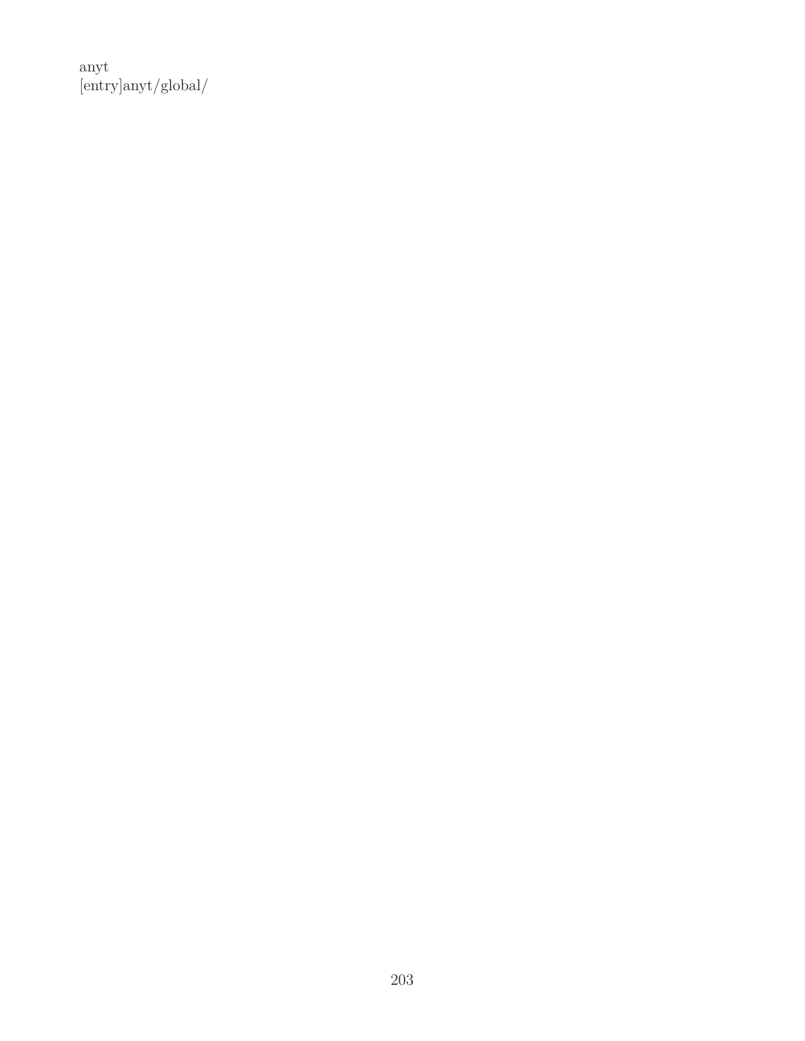anyt
[entry]anyt/global/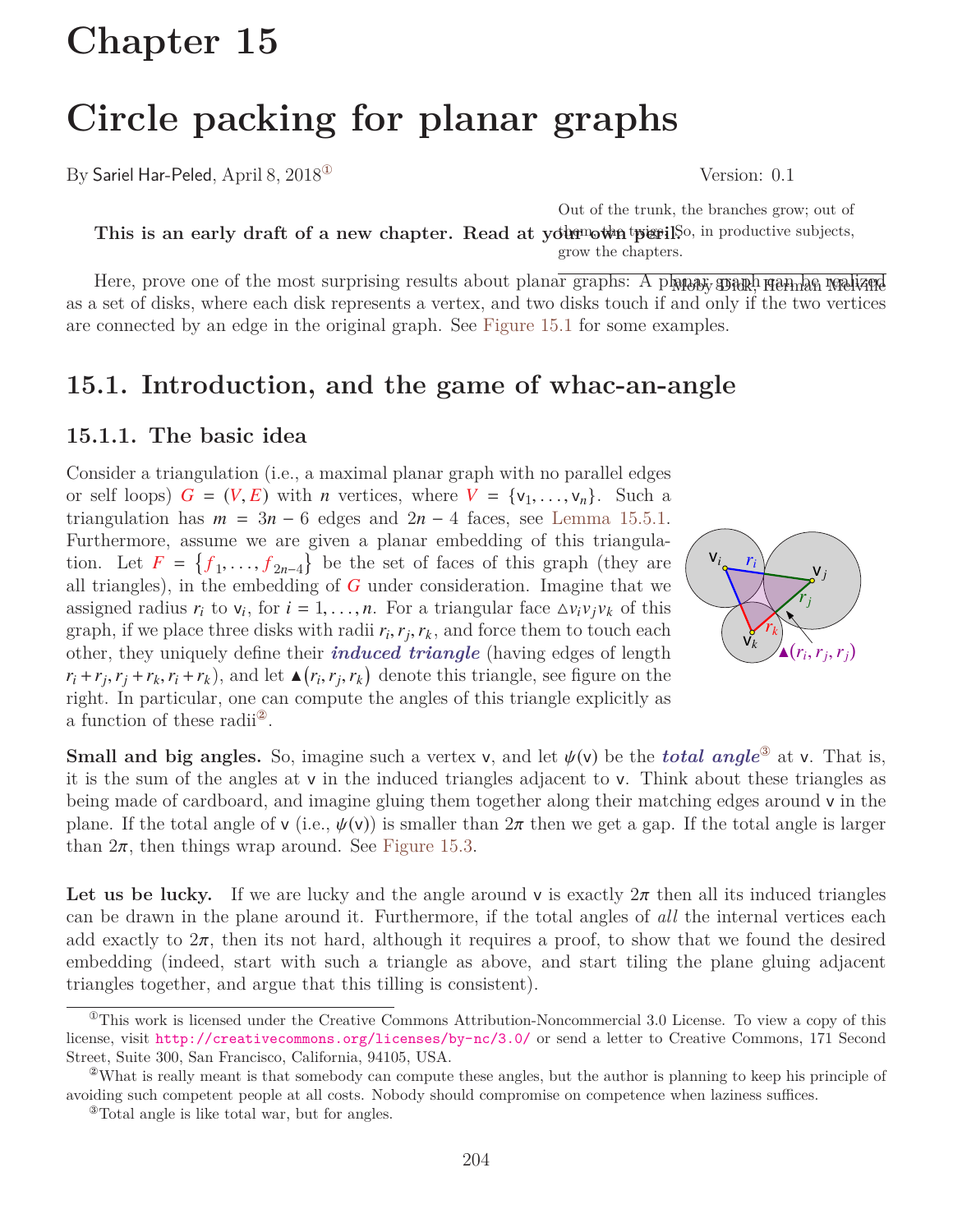# Chapter 15

# Circle packing for planar graphs

By Sariel Har-Peled, April 8, 2018[1] Version: 0.1

> Out of the trunk, the branches grow; out of them, the twigs. So, in productive subjects, grow the chapters.
>
> Moby Dick, Herman Melville

**This is an early draft of a new chapter. Read at your own peril.**

Here, prove one of the most surprising results about planar graphs: A planar graph can be realized as a set of disks, where each disk represents a vertex, and two disks touch if and only if the two vertices are connected by an edge in the original graph. See Figure 15.1 for some examples.

## 15.1. Introduction, and the game of whac-an-angle

### 15.1.1. The basic idea

Consider a triangulation (i.e., a maximal planar graph with no parallel edges or self loops) $G = (V, E)$ with $n$ vertices, where $V = \{v_1, \ldots, v_n\}$. Such a triangulation has $m = 3n - 6$ edges and $2n - 4$ faces, see Lemma 15.5.1. Furthermore, assume we are given a planar embedding of this triangulation. Let $F = \{f_1, \ldots, f_{2n-4}\}$ be the set of faces of this graph (they are all triangles), in the embedding of $G$ under consideration. Imagine that we assigned radius $r_i$ to $v_i$, for $i = 1, \ldots, n$. For a triangular face $\triangle v_i v_j v_k$ of this graph, if we place three disks with radii $r_i, r_j, r_k$, and force them to touch each other, they uniquely define their ***induced triangle*** (having edges of length $r_i + r_j, r_j + r_k, r_i + r_k$), and let $\blacktriangle(r_i, r_j, r_k)$ denote this triangle, see figure on the right. In particular, one can compute the angles of this triangle explicitly as a function of these radii[2].

**Small and big angles.** So, imagine such a vertex $v$, and let $\psi(v)$ be the ***total angle***[3] at $v$. That is, it is the sum of the angles at $v$ in the induced triangles adjacent to $v$. Think about these triangles as being made of cardboard, and imagine gluing them together along their matching edges around $v$ in the plane. If the total angle of $v$ (i.e., $\psi(v)$) is smaller than $2\pi$ then we get a gap. If the total angle is larger than $2\pi$, then things wrap around. See Figure 15.3.

**Let us be lucky.** If we are lucky and the angle around $v$ is exactly $2\pi$ then all its induced triangles can be drawn in the plane around it. Furthermore, if the total angles of *all* the internal vertices each add exactly to $2\pi$, then its not hard, although it requires a proof, to show that we found the desired embedding (indeed, start with such a triangle as above, and start tilling the plane gluing adjacent triangles together, and argue that this tilling is consistent).

---

[1] This work is licensed under the Creative Commons Attribution-Noncommercial 3.0 License. To view a copy of this license, visit http://creativecommons.org/licenses/by-nc/3.0/ or send a letter to Creative Commons, 171 Second Street, Suite 300, San Francisco, California, 94105, USA.

[2] What is really meant is that somebody can compute these angles, but the author is planning to keep his principle of avoiding such competent people at all costs. Nobody should compromise on competence when laziness suffices.

[3] Total angle is like total war, but for angles.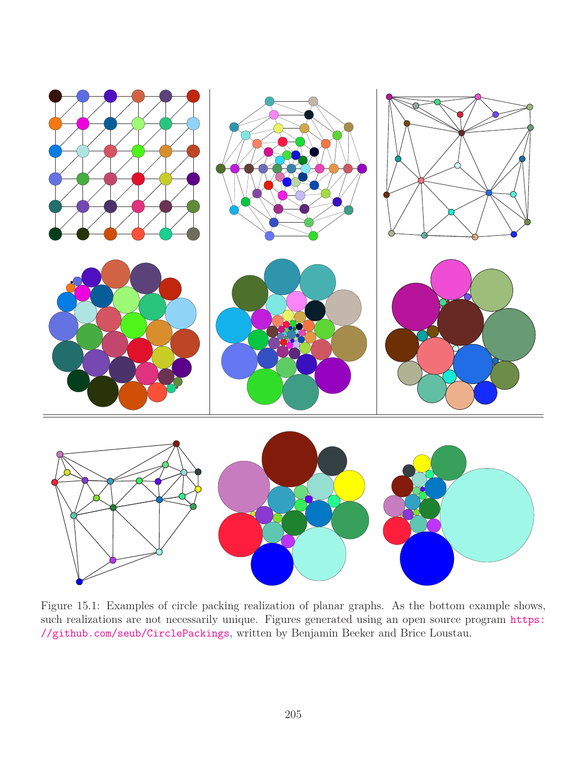Figure 15.1: Examples of circle packing realization of planar graphs. As the bottom example shows, such realizations are not necessarily unique. Figures generated using an open source program https://github.com/seub/CirclePackings, written by Benjamin Beeker and Brice Loustau.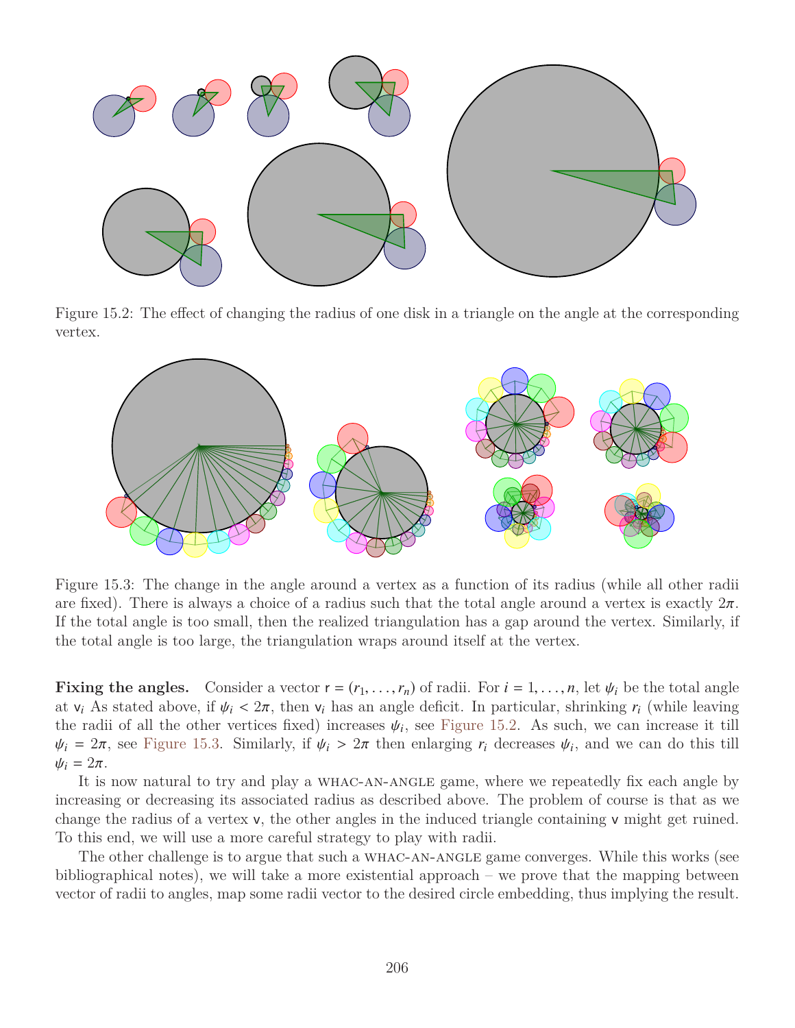Figure 15.2: The effect of changing the radius of one disk in a triangle on the angle at the corresponding vertex.

Figure 15.3: The change in the angle around a vertex as a function of its radius (while all other radii are fixed). There is always a choice of a radius such that the total angle around a vertex is exactly $2\pi$. If the total angle is too small, then the realized triangulation has a gap around the vertex. Similarly, if the total angle is too large, the triangulation wraps around itself at the vertex.

**Fixing the angles.** Consider a vector $\mathsf{r} = (r_1, \ldots, r_n)$ of radii. For $i = 1, \ldots, n$, let $\psi_i$ be the total angle at $\mathsf{v}_i$ As stated above, if $\psi_i < 2\pi$, then $\mathsf{v}_i$ has an angle deficit. In particular, shrinking $r_i$ (while leaving the radii of all the other vertices fixed) increases $\psi_i$, see Figure 15.2. As such, we can increase it till $\psi_i = 2\pi$, see Figure 15.3. Similarly, if $\psi_i > 2\pi$ then enlarging $r_i$ decreases $\psi_i$, and we can do this till $\psi_i = 2\pi$.

It is now natural to try and play a WHAC-AN-ANGLE game, where we repeatedly fix each angle by increasing or decreasing its associated radius as described above. The problem of course is that as we change the radius of a vertex $\mathsf{v}$, the other angles in the induced triangle containing $\mathsf{v}$ might get ruined. To this end, we will use a more careful strategy to play with radii.

The other challenge is to argue that such a WHAC-AN-ANGLE game converges. While this works (see bibliographical notes), we will take a more existential approach – we prove that the mapping between vector of radii to angles, map some radii vector to the desired circle embedding, thus implying the result.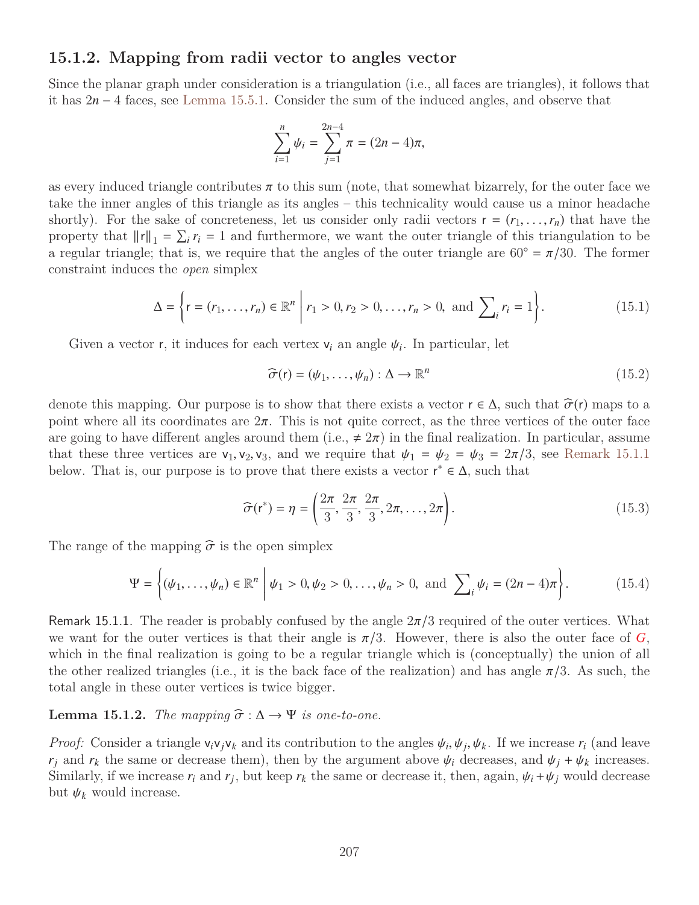### 15.1.2. Mapping from radii vector to angles vector

Since the planar graph under consideration is a triangulation (i.e., all faces are triangles), it follows that it has $2n-4$ faces, see Lemma 15.5.1. Consider the sum of the induced angles, and observe that

$$\sum_{i=1}^{n} \psi_i = \sum_{j=1}^{2n-4} \pi = (2n-4)\pi,$$

as every induced triangle contributes $\pi$ to this sum (note, that somewhat bizarrely, for the outer face we take the inner angles of this triangle as its angles – this technicality would cause us a minor headache shortly). For the sake of concreteness, let us consider only radii vectors $\mathsf{r} = (r_1, \ldots, r_n)$ that have the property that $\|\mathsf{r}\|_1 = \sum_i r_i = 1$ and furthermore, we want the outer triangle of this triangulation to be a regular triangle; that is, we require that the angles of the outer triangle are $60^\circ = \pi/30$. The former constraint induces the *open* simplex

$$\Delta = \left\{ \mathsf{r} = (r_1, \ldots, r_n) \in \mathbb{R}^n \;\middle|\; r_1 > 0, r_2 > 0, \ldots, r_n > 0, \text{ and } \sum\nolimits_i r_i = 1 \right\}. \tag{15.1}$$

Given a vector $\mathsf{r}$, it induces for each vertex $\mathsf{v}_i$ an angle $\psi_i$. In particular, let

$$\widehat{\sigma}(\mathsf{r}) = (\psi_1, \ldots, \psi_n) : \Delta \to \mathbb{R}^n \tag{15.2}$$

denote this mapping. Our purpose is to show that there exists a vector $\mathsf{r} \in \Delta$, such that $\widehat{\sigma}(\mathsf{r})$ maps to a point where all its coordinates are $2\pi$. This is not quite correct, as the three vertices of the outer face are going to have different angles around them (i.e., $\neq 2\pi$) in the final realization. In particular, assume that these three vertices are $\mathsf{v}_1, \mathsf{v}_2, \mathsf{v}_3$, and we require that $\psi_1 = \psi_2 = \psi_3 = 2\pi/3$, see Remark 15.1.1 below. That is, our purpose is to prove that there exists a vector $\mathsf{r}^* \in \Delta$, such that

$$\widehat{\sigma}(\mathsf{r}^*) = \eta = \left( \frac{2\pi}{3}, \frac{2\pi}{3}, \frac{2\pi}{3}, 2\pi, \ldots, 2\pi \right). \tag{15.3}$$

The range of the mapping $\widehat{\sigma}$ is the open simplex

$$\Psi = \left\{ (\psi_1, \ldots, \psi_n) \in \mathbb{R}^n \;\middle|\; \psi_1 > 0, \psi_2 > 0, \ldots, \psi_n > 0, \text{ and } \sum\nolimits_i \psi_i = (2n-4)\pi \right\}. \tag{15.4}$$

Remark 15.1.1. The reader is probably confused by the angle $2\pi/3$ required of the outer vertices. What we want for the outer vertices is that their angle is $\pi/3$. However, there is also the outer face of $G$, which in the final realization is going to be a regular triangle which is (conceptually) the union of all the other realized triangles (i.e., it is the back face of the realization) and has angle $\pi/3$. As such, the total angle in these outer vertices is twice bigger.

**Lemma 15.1.2.** *The mapping $\widehat{\sigma} : \Delta \to \Psi$ is one-to-one.*

*Proof:* Consider a triangle $\mathsf{v}_i\mathsf{v}_j\mathsf{v}_k$ and its contribution to the angles $\psi_i, \psi_j, \psi_k$. If we increase $r_i$ (and leave $r_j$ and $r_k$ the same or decrease them), then by the argument above $\psi_i$ decreases, and $\psi_j + \psi_k$ increases. Similarly, if we increase $r_i$ and $r_j$, but keep $r_k$ the same or decrease it, then, again, $\psi_i + \psi_j$ would decrease but $\psi_k$ would increase.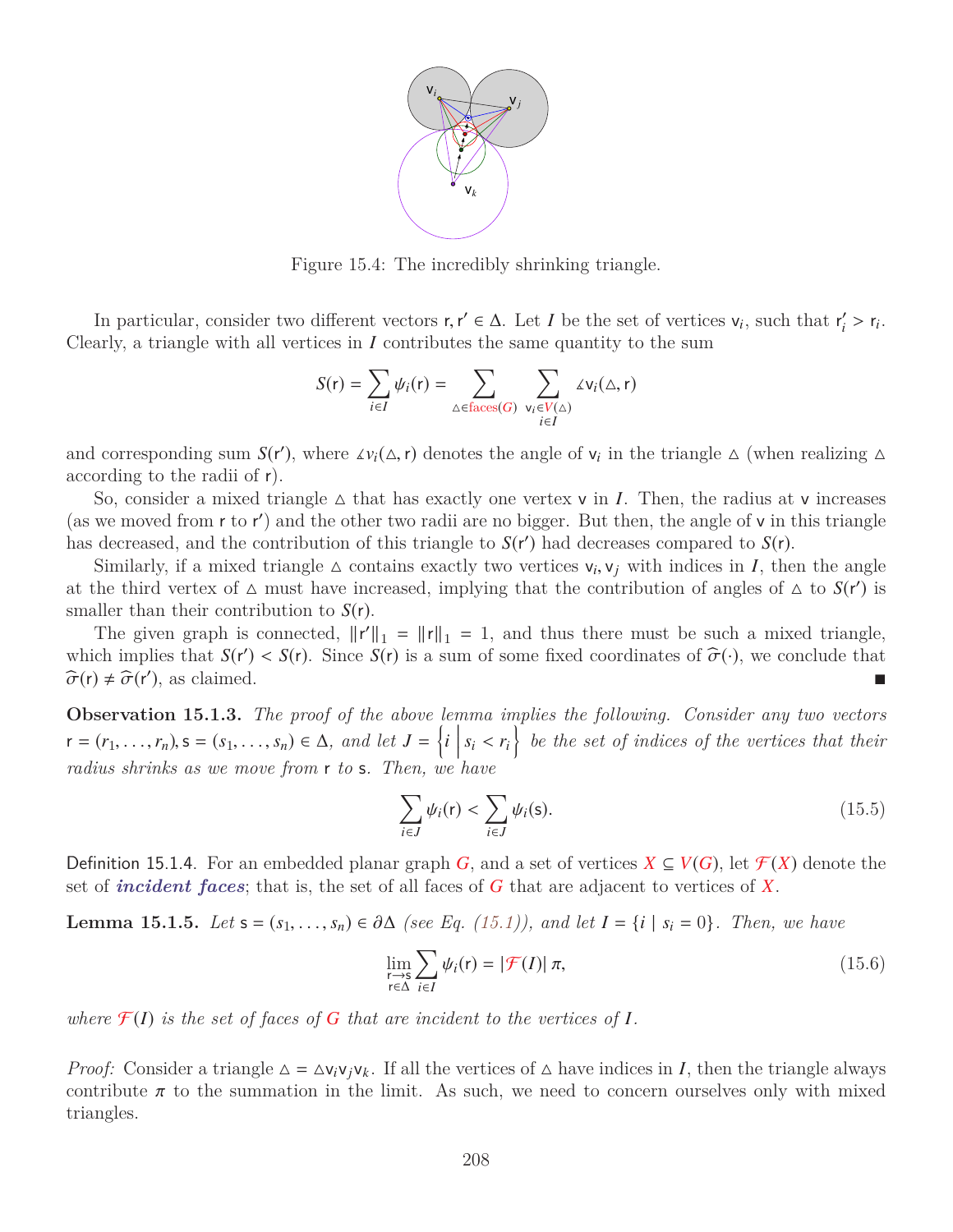Figure 15.4: The incredibly shrinking triangle.

In particular, consider two different vectors $\mathsf{r}, \mathsf{r}' \in \Delta$. Let $I$ be the set of vertices $\mathsf{v}_i$, such that $\mathsf{r}'_i > \mathsf{r}_i$. Clearly, a triangle with all vertices in $I$ contributes the same quantity to the sum

$$S(\mathsf{r}) = \sum_{i \in I} \psi_i(\mathsf{r}) = \sum_{\triangle \in \text{faces}(G)} \sum_{\substack{\mathsf{v}_i \in V(\triangle) \\ i \in I}} \measuredangle \mathsf{v}_i(\triangle, \mathsf{r})$$

and corresponding sum $S(\mathsf{r}')$, where $\measuredangle v_i(\triangle, \mathsf{r})$ denotes the angle of $\mathsf{v}_i$ in the triangle $\triangle$ (when realizing $\triangle$ according to the radii of $\mathsf{r}$).

So, consider a mixed triangle $\triangle$ that has exactly one vertex $\mathsf{v}$ in $I$. Then, the radius at $\mathsf{v}$ increases (as we moved from $\mathsf{r}$ to $\mathsf{r}'$) and the other two radii are no bigger. But then, the angle of $\mathsf{v}$ in this triangle has decreased, and the contribution of this triangle to $S(\mathsf{r}')$ had decreases compared to $S(\mathsf{r})$.

Similarly, if a mixed triangle $\triangle$ contains exactly two vertices $\mathsf{v}_i, \mathsf{v}_j$ with indices in $I$, then the angle at the third vertex of $\triangle$ must have increased, implying that the contribution of angles of $\triangle$ to $S(\mathsf{r}')$ is smaller than their contribution to $S(\mathsf{r})$.

The given graph is connected, $\|\mathsf{r}'\|_1 = \|\mathsf{r}\|_1 = 1$, and thus there must be such a mixed triangle, which implies that $S(\mathsf{r}') < S(\mathsf{r})$. Since $S(\mathsf{r})$ is a sum of some fixed coordinates of $\widehat{\sigma}(\cdot)$, we conclude that $\widehat{\sigma}(\mathsf{r}) \neq \widehat{\sigma}(\mathsf{r}')$, as claimed. ∎

**Observation 15.1.3.** *The proof of the above lemma implies the following. Consider any two vectors $\mathsf{r} = (r_1, \ldots, r_n), \mathsf{s} = (s_1, \ldots, s_n) \in \Delta$, and let $J = \left\{ i \;\middle|\; s_i < r_i \right\}$ be the set of indices of the vertices that their radius shrinks as we move from $\mathsf{r}$ to $\mathsf{s}$. Then, we have*

$$\sum_{i \in J} \psi_i(\mathsf{r}) < \sum_{i \in J} \psi_i(\mathsf{s}). \tag{15.5}$$

Definition 15.1.4. For an embedded planar graph $G$, and a set of vertices $X \subseteq V(G)$, let $\mathcal{F}(X)$ denote the set of ***incident faces***; that is, the set of all faces of $G$ that are adjacent to vertices of $X$.

**Lemma 15.1.5.** *Let $\mathsf{s} = (s_1, \ldots, s_n) \in \partial\Delta$ (see Eq. (15.1)), and let $I = \{i \mid s_i = 0\}$. Then, we have*

$$\lim_{\substack{\mathsf{r} \to \mathsf{s} \\ \mathsf{r} \in \Delta}} \sum_{i \in I} \psi_i(\mathsf{r}) = |\mathcal{F}(I)|\, \pi, \tag{15.6}$$

*where $\mathcal{F}(I)$ is the set of faces of $G$ that are incident to the vertices of $I$.*

*Proof:* Consider a triangle $\triangle = \triangle \mathsf{v}_i \mathsf{v}_j \mathsf{v}_k$. If all the vertices of $\triangle$ have indices in $I$, then the triangle always contribute $\pi$ to the summation in the limit. As such, we need to concern ourselves only with mixed triangles.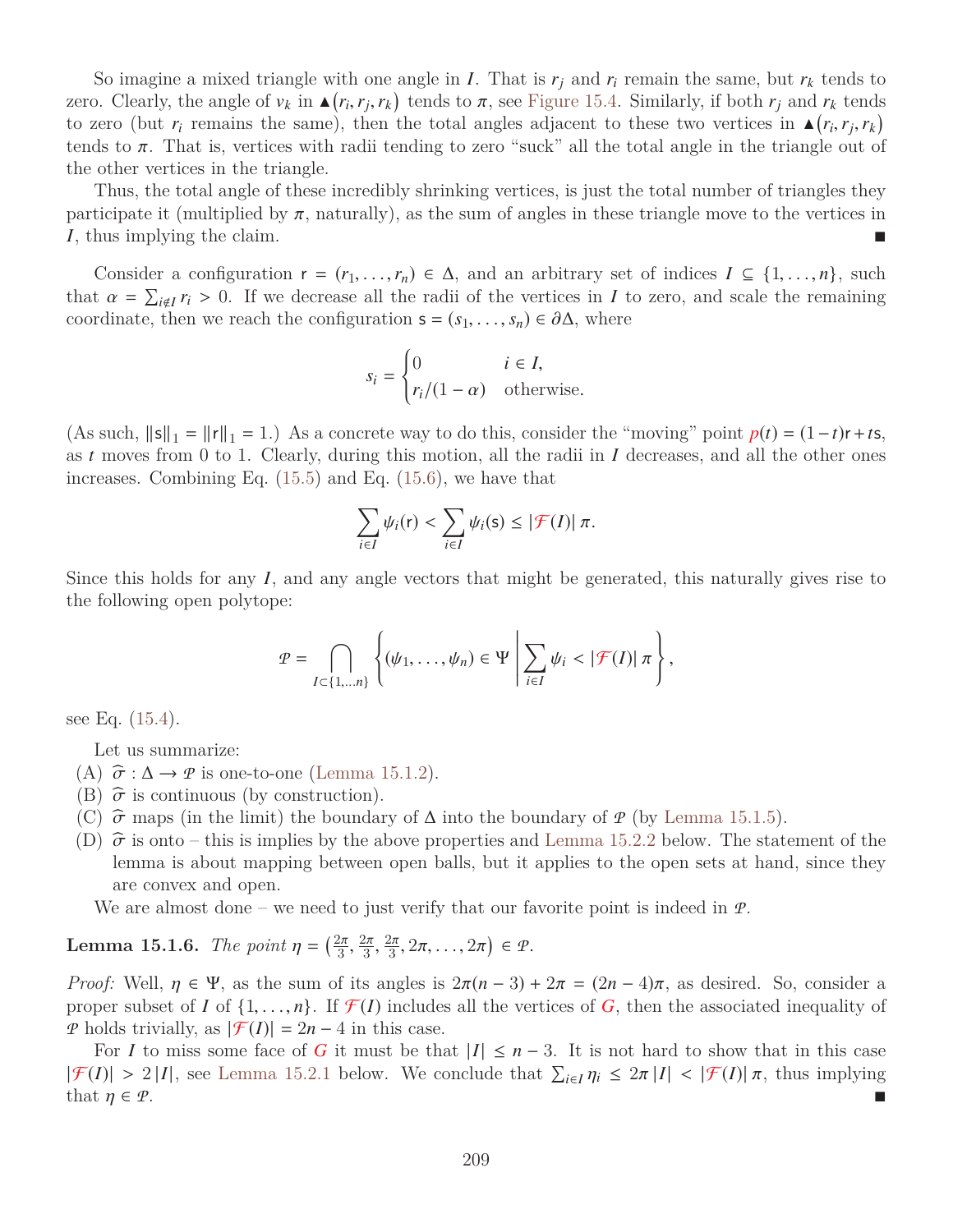So imagine a mixed triangle with one angle in $I$. That is $r_j$ and $r_i$ remain the same, but $r_k$ tends to zero. Clearly, the angle of $v_k$ in $\blacktriangle(r_i, r_j, r_k)$ tends to $\pi$, see Figure 15.4. Similarly, if both $r_j$ and $r_k$ tends to zero (but $r_i$ remains the same), then the total angles adjacent to these two vertices in $\blacktriangle(r_i, r_j, r_k)$ tends to $\pi$. That is, vertices with radii tending to zero "suck" all the total angle in the triangle out of the other vertices in the triangle.

Thus, the total angle of these incredibly shrinking vertices, is just the total number of triangles they participate it (multiplied by $\pi$, naturally), as the sum of angles in these triangle move to the vertices in $I$, thus implying the claim. ■

Consider a configuration $\mathsf{r} = (r_1, \ldots, r_n) \in \Delta$, and an arbitrary set of indices $I \subseteq \{1, \ldots, n\}$, such that $\alpha = \sum_{i \notin I} r_i > 0$. If we decrease all the radii of the vertices in $I$ to zero, and scale the remaining coordinate, then we reach the configuration $\mathsf{s} = (s_1, \ldots, s_n) \in \partial\Delta$, where

$$s_i = \begin{cases} 0 & i \in I, \\ r_i/(1-\alpha) & \text{otherwise.} \end{cases}$$

(As such, $\|\mathsf{s}\|_1 = \|\mathsf{r}\|_1 = 1$.) As a concrete way to do this, consider the "moving" point $p(t) = (1-t)\mathsf{r} + t\mathsf{s}$, as $t$ moves from 0 to 1. Clearly, during this motion, all the radii in $I$ decreases, and all the other ones increases. Combining Eq. (15.5) and Eq. (15.6), we have that

$$\sum_{i \in I} \psi_i(\mathsf{r}) < \sum_{i \in I} \psi_i(\mathsf{s}) \leq |\mathcal{F}(I)|\, \pi.$$

Since this holds for any $I$, and any angle vectors that might be generated, this naturally gives rise to the following open polytope:

$$\mathcal{P} = \bigcap_{I \subset \{1, \ldots n\}} \left\{ (\psi_1, \ldots, \psi_n) \in \Psi \;\middle|\; \sum_{i \in I} \psi_i < |\mathcal{F}(I)|\, \pi \right\},$$

see Eq. (15.4).

Let us summarize:

(A) $\widehat{\sigma} : \Delta \to \mathcal{P}$ is one-to-one (Lemma 15.1.2).

(B) $\widehat{\sigma}$ is continuous (by construction).

(C) $\widehat{\sigma}$ maps (in the limit) the boundary of $\Delta$ into the boundary of $\mathcal{P}$ (by Lemma 15.1.5).

(D) $\widehat{\sigma}$ is onto – this is implies by the above properties and Lemma 15.2.2 below. The statement of the lemma is about mapping between open balls, but it applies to the open sets at hand, since they are convex and open.

We are almost done – we need to just verify that our favorite point is indeed in $\mathcal{P}$.

**Lemma 15.1.6.** *The point* $\eta = \left(\frac{2\pi}{3}, \frac{2\pi}{3}, \frac{2\pi}{3}, 2\pi, \ldots, 2\pi\right) \in \mathcal{P}$.

*Proof:* Well, $\eta \in \Psi$, as the sum of its angles is $2\pi(n-3) + 2\pi = (2n-4)\pi$, as desired. So, consider a proper subset of $I$ of $\{1, \ldots, n\}$. If $\mathcal{F}(I)$ includes all the vertices of $G$, then the associated inequality of $\mathcal{P}$ holds trivially, as $|\mathcal{F}(I)| = 2n - 4$ in this case.

For $I$ to miss some face of $G$ it must be that $|I| \leq n - 3$. It is not hard to show that in this case $|\mathcal{F}(I)| > 2\,|I|$, see Lemma 15.2.1 below. We conclude that $\sum_{i \in I} \eta_i \leq 2\pi\,|I| < |\mathcal{F}(I)|\,\pi$, thus implying that $\eta \in \mathcal{P}$. ■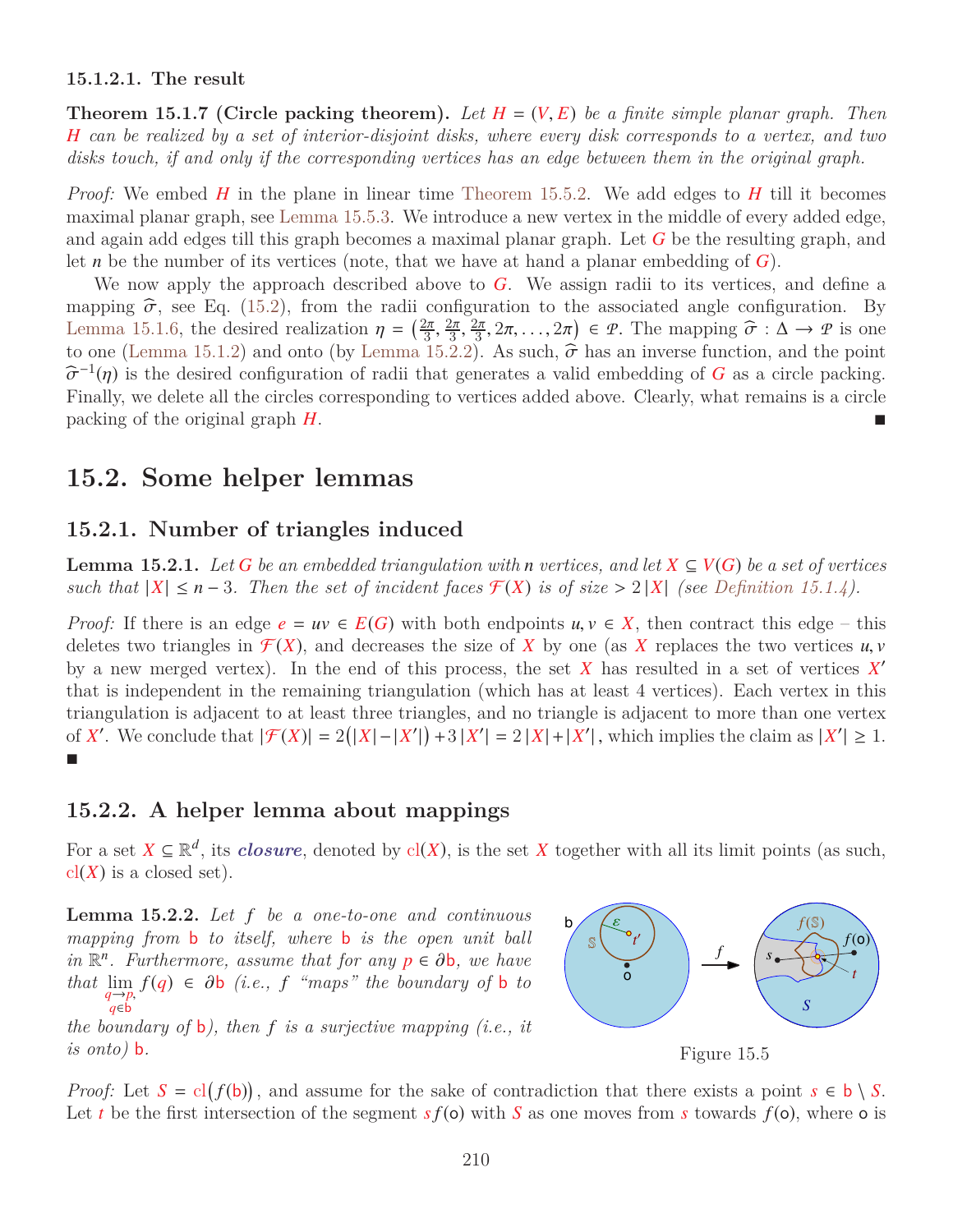#### 15.1.2.1. The result

**Theorem 15.1.7 (Circle packing theorem).** *Let $H = (V, E)$ be a finite simple planar graph. Then $H$ can be realized by a set of interior-disjoint disks, where every disk corresponds to a vertex, and two disks touch, if and only if the corresponding vertices has an edge between them in the original graph.*

*Proof:* We embed $H$ in the plane in linear time Theorem 15.5.2. We add edges to $H$ till it becomes maximal planar graph, see Lemma 15.5.3. We introduce a new vertex in the middle of every added edge, and again add edges till this graph becomes a maximal planar graph. Let $G$ be the resulting graph, and let $n$ be the number of its vertices (note, that we have at hand a planar embedding of $G$).

We now apply the approach described above to $G$. We assign radii to its vertices, and define a mapping $\widehat{\sigma}$, see Eq. (15.2), from the radii configuration to the associated angle configuration. By Lemma 15.1.6, the desired realization $\eta = \left(\frac{2\pi}{3}, \frac{2\pi}{3}, \frac{2\pi}{3}, 2\pi, \ldots, 2\pi\right) \in \mathcal{P}$. The mapping $\widehat{\sigma} : \Delta \to \mathcal{P}$ is one to one (Lemma 15.1.2) and onto (by Lemma 15.2.2). As such, $\widehat{\sigma}$ has an inverse function, and the point $\widehat{\sigma}^{-1}(\eta)$ is the desired configuration of radii that generates a valid embedding of $G$ as a circle packing. Finally, we delete all the circles corresponding to vertices added above. Clearly, what remains is a circle packing of the original graph $H$. ■

## 15.2. Some helper lemmas

### 15.2.1. Number of triangles induced

**Lemma 15.2.1.** *Let $G$ be an embedded triangulation with $n$ vertices, and let $X \subseteq V(G)$ be a set of vertices such that $|X| \leq n - 3$. Then the set of incident faces $\mathcal{F}(X)$ is of size $> 2|X|$ (see Definition 15.1.4).*

*Proof:* If there is an edge $e = uv \in E(G)$ with both endpoints $u, v \in X$, then contract this edge – this deletes two triangles in $\mathcal{F}(X)$, and decreases the size of $X$ by one (as $X$ replaces the two vertices $u, v$ by a new merged vertex). In the end of this process, the set $X$ has resulted in a set of vertices $X'$ that is independent in the remaining triangulation (which has at least 4 vertices). Each vertex in this triangulation is adjacent to at least three triangles, and no triangle is adjacent to more than one vertex of $X'$. We conclude that $|\mathcal{F}(X)| = 2\big(|X| - |X'|\big) + 3|X'| = 2|X| + |X'|$, which implies the claim as $|X'| \geq 1$. ■

### 15.2.2. A helper lemma about mappings

For a set $X \subseteq \mathbb{R}^d$, its ***closure***, denoted by $\mathrm{cl}(X)$, is the set $X$ together with all its limit points (as such, $\mathrm{cl}(X)$ is a closed set).

**Lemma 15.2.2.** *Let $f$ be a one-to-one and continuous mapping from $\mathsf{b}$ to itself, where $\mathsf{b}$ is the open unit ball in $\mathbb{R}^n$. Furthermore, assume that for any $p \in \partial\mathsf{b}$, we have that $\lim_{q \to p, q \in \mathsf{b}} f(q) \in \partial\mathsf{b}$ (i.e., $f$ "maps" the boundary of $\mathsf{b}$ to the boundary of $\mathsf{b}$), then $f$ is a surjective mapping (i.e., it is onto) $\mathsf{b}$.*

Figure 15.5

*Proof:* Let $S = \mathrm{cl}\big(f(\mathsf{b})\big)$, and assume for the sake of contradiction that there exists a point $s \in \mathsf{b} \setminus S$. Let $t$ be the first intersection of the segment $s f(\mathsf{o})$ with $S$ as one moves from $s$ towards $f(\mathsf{o})$, where $\mathsf{o}$ is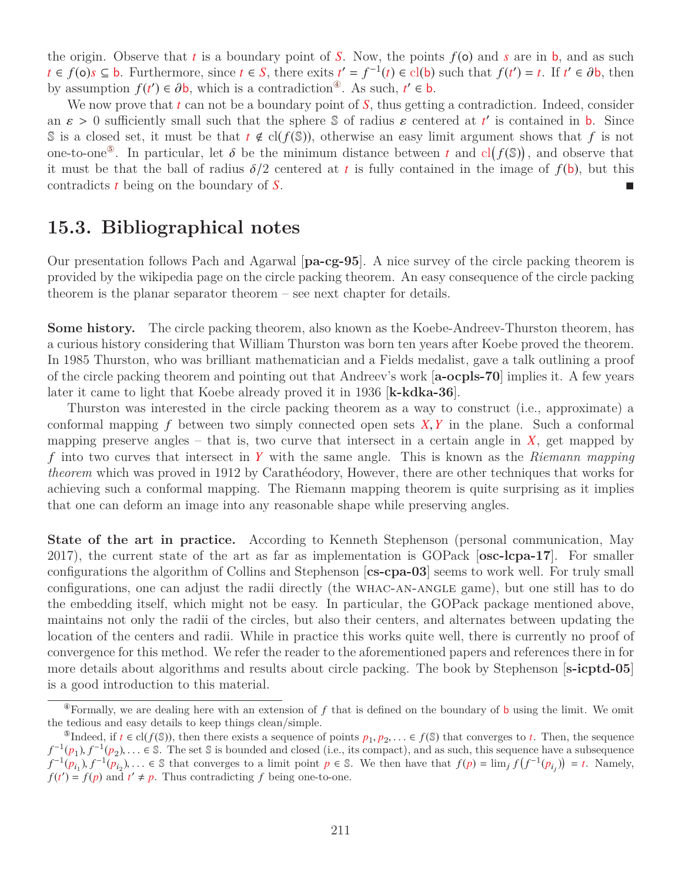the origin. Observe that $t$ is a boundary point of $S$. Now, the points $f(\mathsf{o})$ and $s$ are in $\mathsf{b}$, and as such $t \in f(\mathsf{o})s \subseteq \mathsf{b}$. Furthermore, since $t \in S$, there exits $t' = f^{-1}(t) \in \mathrm{cl}(\mathsf{b})$ such that $f(t') = t$. If $t' \in \partial\mathsf{b}$, then by assumption $f(t') \in \partial\mathsf{b}$, which is a contradiction[4]. As such, $t' \in \mathsf{b}$.

We now prove that $t$ can not be a boundary point of $S$, thus getting a contradiction. Indeed, consider an $\varepsilon > 0$ sufficiently small such that the sphere $\mathbb{S}$ of radius $\varepsilon$ centered at $t'$ is contained in $\mathsf{b}$. Since $\mathbb{S}$ is a closed set, it must be that $t \notin \mathrm{cl}(f(\mathbb{S}))$, otherwise an easy limit argument shows that $f$ is not one-to-one[5]. In particular, let $\delta$ be the minimum distance between $t$ and $\mathrm{cl}(f(\mathbb{S}))$, and observe that it must be that the ball of radius $\delta/2$ centered at $t$ is fully contained in the image of $f(\mathsf{b})$, but this contradicts $t$ being on the boundary of $S$. ∎

## 15.3. Bibliographical notes

Our presentation follows Pach and Agarwal [**pa-cg-95**]. A nice survey of the circle packing theorem is provided by the wikipedia page on the circle packing theorem. An easy consequence of the circle packing theorem is the planar separator theorem – see next chapter for details.

**Some history.** The circle packing theorem, also known as the Koebe-Andreev-Thurston theorem, has a curious history considering that William Thurston was born ten years after Koebe proved the theorem. In 1985 Thurston, who was brilliant mathematician and a Fields medalist, gave a talk outlining a proof of the circle packing theorem and pointing out that Andreev's work [**a-ocpls-70**] implies it. A few years later it came to light that Koebe already proved it in 1936 [**k-kdka-36**].

Thurston was interested in the circle packing theorem as a way to construct (i.e., approximate) a conformal mapping $f$ between two simply connected open sets $X, Y$ in the plane. Such a conformal mapping preserve angles – that is, two curve that intersect in a certain angle in $X$, get mapped by $f$ into two curves that intersect in $Y$ with the same angle. This is known as the *Riemann mapping theorem* which was proved in 1912 by Carathéodory, However, there are other techniques that works for achieving such a conformal mapping. The Riemann mapping theorem is quite surprising as it implies that one can deform an image into any reasonable shape while preserving angles.

**State of the art in practice.** According to Kenneth Stephenson (personal communication, May 2017), the current state of the art as far as implementation is GOPack [**osc-lcpa-17**]. For smaller configurations the algorithm of Collins and Stephenson [**cs-cpa-03**] seems to work well. For truly small configurations, one can adjust the radii directly (the WHAC-AN-ANGLE game), but one still has to do the embedding itself, which might not be easy. In particular, the GOPack package mentioned above, maintains not only the radii of the circles, but also their centers, and alternates between updating the location of the centers and radii. While in practice this works quite well, there is currently no proof of convergence for this method. We refer the reader to the aforementioned papers and references there in for more details about algorithms and results about circle packing. The book by Stephenson [**s-icptd-05**] is a good introduction to this material.

---

[4] Formally, we are dealing here with an extension of $f$ that is defined on the boundary of $\mathsf{b}$ using the limit. We omit the tedious and easy details to keep things clean/simple.

[5] Indeed, if $t \in \mathrm{cl}(f(\mathbb{S}))$, then there exists a sequence of points $p_1, p_2, \ldots \in f(\mathbb{S})$ that converges to $t$. Then, the sequence $f^{-1}(p_1), f^{-1}(p_2), \ldots \in \mathbb{S}$. The set $\mathbb{S}$ is bounded and closed (i.e., its compact), and as such, this sequence have a subsequence $f^{-1}(p_{i_1}), f^{-1}(p_{i_2}), \ldots \in \mathbb{S}$ that converges to a limit point $p \in \mathbb{S}$. We then have that $f(p) = \lim_j f\big(f^{-1}(p_{i_j})\big) = t$. Namely, $f(t') = f(p)$ and $t' \neq p$. Thus contradicting $f$ being one-to-one.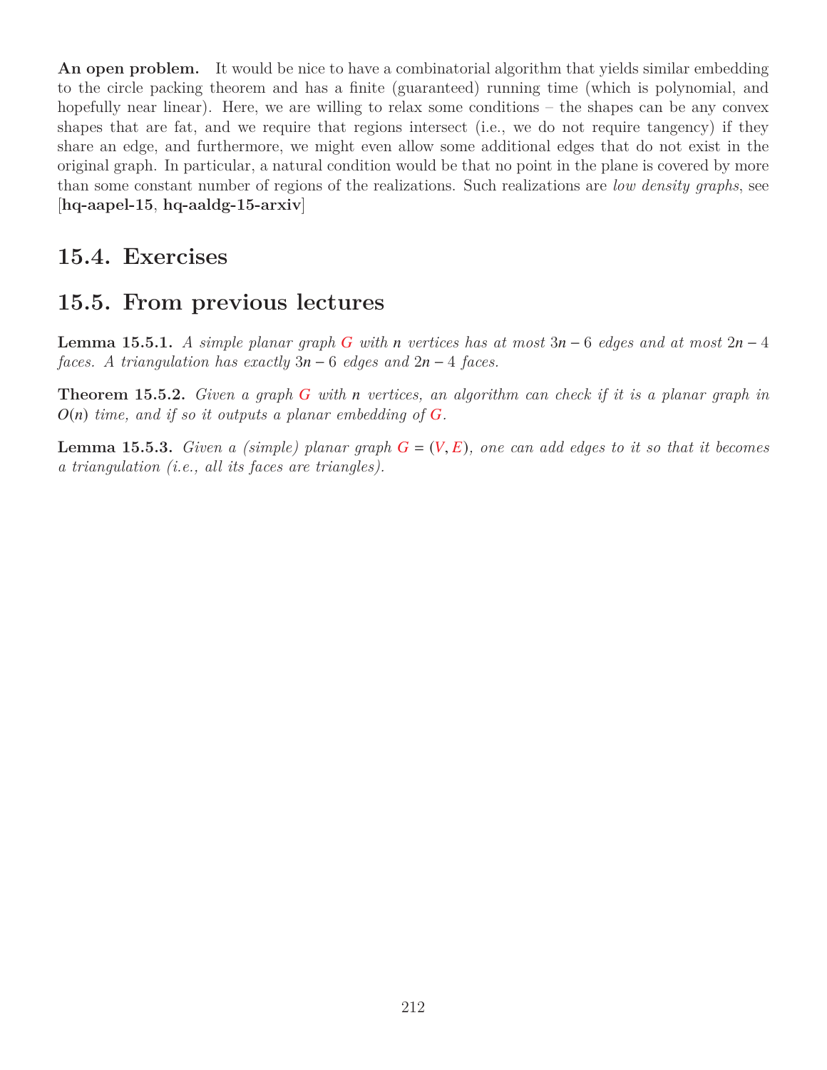**An open problem.** It would be nice to have a combinatorial algorithm that yields similar embedding to the circle packing theorem and has a finite (guaranteed) running time (which is polynomial, and hopefully near linear). Here, we are willing to relax some conditions – the shapes can be any convex shapes that are fat, and we require that regions intersect (i.e., we do not require tangency) if they share an edge, and furthermore, we might even allow some additional edges that do not exist in the original graph. In particular, a natural condition would be that no point in the plane is covered by more than some constant number of regions of the realizations. Such realizations are *low density graphs*, see [**hq-aapel-15**, **hq-aaldg-15-arxiv**]

## 15.4. Exercises

## 15.5. From previous lectures

**Lemma 15.5.1.** *A simple planar graph $G$ with $n$ vertices has at most $3n - 6$ edges and at most $2n - 4$ faces. A triangulation has exactly $3n - 6$ edges and $2n - 4$ faces.*

**Theorem 15.5.2.** *Given a graph $G$ with $n$ vertices, an algorithm can check if it is a planar graph in $O(n)$ time, and if so it outputs a planar embedding of $G$.*

**Lemma 15.5.3.** *Given a (simple) planar graph $G = (V, E)$, one can add edges to it so that it becomes a triangulation (i.e., all its faces are triangles).*